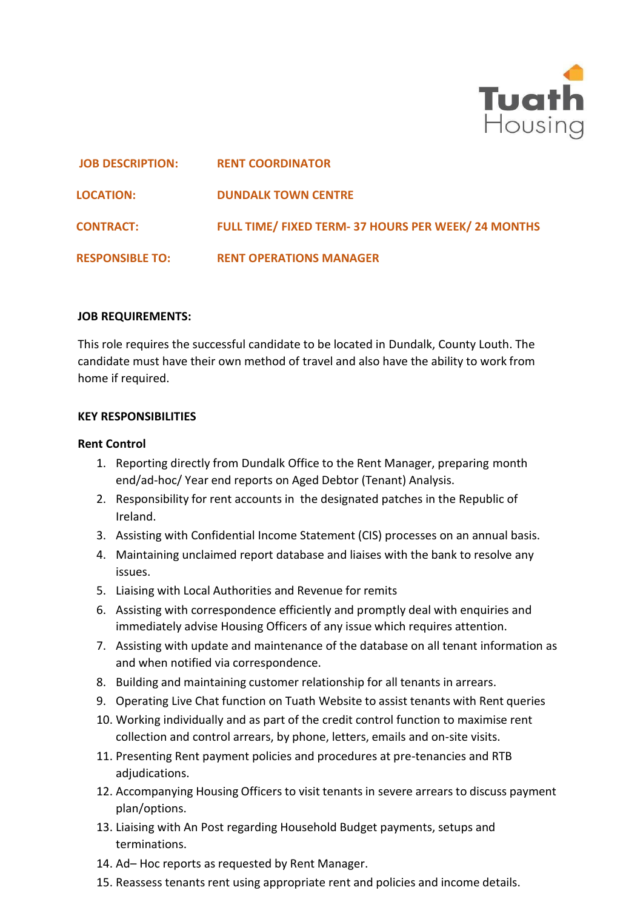Tuath Housing

| | |
|---|---|
| **JOB DESCRIPTION:** | **RENT COORDINATOR** |
| **LOCATION:** | **DUNDALK TOWN CENTRE** |
| **CONTRACT:** | **FULL TIME/ FIXED TERM- 37 HOURS PER WEEK/ 24 MONTHS** |
| **RESPONSIBLE TO:** | **RENT OPERATIONS MANAGER** |

**JOB REQUIREMENTS:**

This role requires the successful candidate to be located in Dundalk, County Louth. The candidate must have their own method of travel and also have the ability to work from home if required.

**KEY RESPONSIBILITIES**

**Rent Control**

1. Reporting directly from Dundalk Office to the Rent Manager, preparing month end/ad-hoc/ Year end reports on Aged Debtor (Tenant) Analysis.
2. Responsibility for rent accounts in the designated patches in the Republic of Ireland.
3. Assisting with Confidential Income Statement (CIS) processes on an annual basis.
4. Maintaining unclaimed report database and liaises with the bank to resolve any issues.
5. Liaising with Local Authorities and Revenue for remits
6. Assisting with correspondence efficiently and promptly deal with enquiries and immediately advise Housing Officers of any issue which requires attention.
7. Assisting with update and maintenance of the database on all tenant information as and when notified via correspondence.
8. Building and maintaining customer relationship for all tenants in arrears.
9. Operating Live Chat function on Tuath Website to assist tenants with Rent queries
10. Working individually and as part of the credit control function to maximise rent collection and control arrears, by phone, letters, emails and on-site visits.
11. Presenting Rent payment policies and procedures at pre-tenancies and RTB adjudications.
12. Accompanying Housing Officers to visit tenants in severe arrears to discuss payment plan/options.
13. Liaising with An Post regarding Household Budget payments, setups and terminations.
14. Ad– Hoc reports as requested by Rent Manager.
15. Reassess tenants rent using appropriate rent and policies and income details.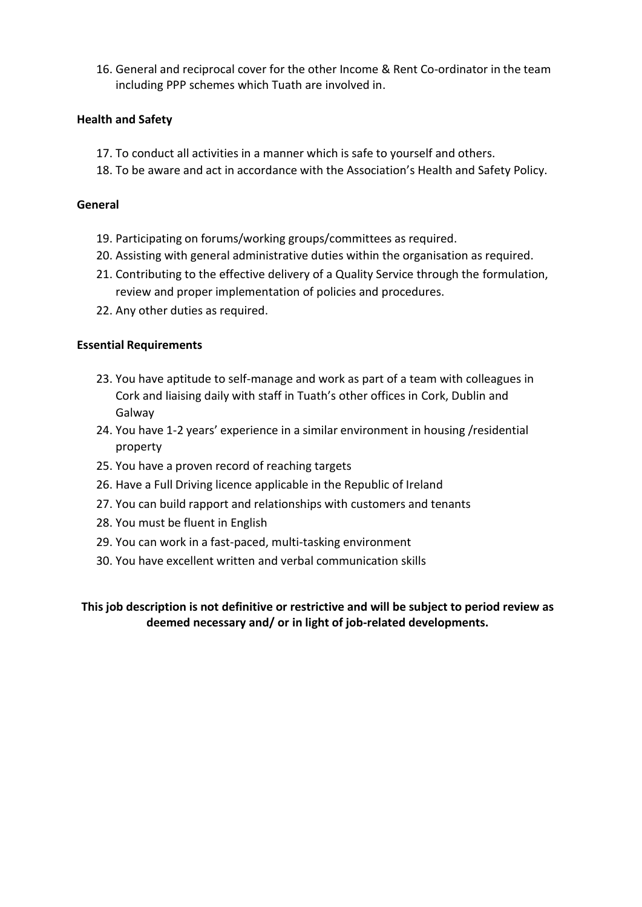16. General and reciprocal cover for the other Income & Rent Co-ordinator in the team including PPP schemes which Tuath are involved in.

**Health and Safety**

17. To conduct all activities in a manner which is safe to yourself and others.
18. To be aware and act in accordance with the Association's Health and Safety Policy.

**General**

19. Participating on forums/working groups/committees as required.
20. Assisting with general administrative duties within the organisation as required.
21. Contributing to the effective delivery of a Quality Service through the formulation, review and proper implementation of policies and procedures.
22. Any other duties as required.

**Essential Requirements**

23. You have aptitude to self-manage and work as part of a team with colleagues in Cork and liaising daily with staff in Tuath's other offices in Cork, Dublin and Galway
24. You have 1-2 years' experience in a similar environment in housing /residential property
25. You have a proven record of reaching targets
26. Have a Full Driving licence applicable in the Republic of Ireland
27. You can build rapport and relationships with customers and tenants
28. You must be fluent in English
29. You can work in a fast-paced, multi-tasking environment
30. You have excellent written and verbal communication skills

**This job description is not definitive or restrictive and will be subject to period review as deemed necessary and/ or in light of job-related developments.**